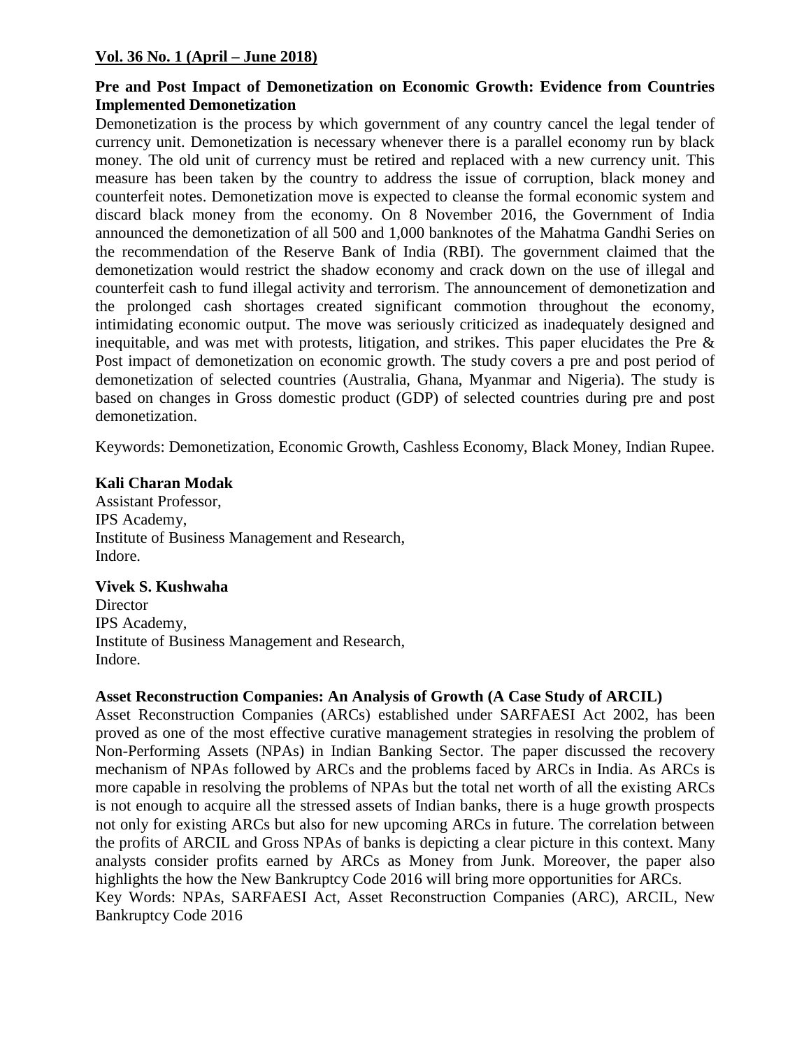**Vol. 36 No. 1 (April – June 2018)**

## Pre and Post Impact of Demonetization on Economic Growth: Evidence from Countries Implemented Demonetization

Demonetization is the process by which government of any country cancel the legal tender of currency unit. Demonetization is necessary whenever there is a parallel economy run by black money. The old unit of currency must be retired and replaced with a new currency unit. This measure has been taken by the country to address the issue of corruption, black money and counterfeit notes. Demonetization move is expected to cleanse the formal economic system and discard black money from the economy. On 8 November 2016, the Government of India announced the demonetization of all 500 and 1,000 banknotes of the Mahatma Gandhi Series on the recommendation of the Reserve Bank of India (RBI). The government claimed that the demonetization would restrict the shadow economy and crack down on the use of illegal and counterfeit cash to fund illegal activity and terrorism. The announcement of demonetization and the prolonged cash shortages created significant commotion throughout the economy, intimidating economic output. The move was seriously criticized as inadequately designed and inequitable, and was met with protests, litigation, and strikes. This paper elucidates the Pre & Post impact of demonetization on economic growth. The study covers a pre and post period of demonetization of selected countries (Australia, Ghana, Myanmar and Nigeria). The study is based on changes in Gross domestic product (GDP) of selected countries during pre and post demonetization.

Keywords: Demonetization, Economic Growth, Cashless Economy, Black Money, Indian Rupee.

**Kali Charan Modak**
Assistant Professor,
IPS Academy,
Institute of Business Management and Research,
Indore.

**Vivek S. Kushwaha**
Director
IPS Academy,
Institute of Business Management and Research,
Indore.

## Asset Reconstruction Companies: An Analysis of Growth (A Case Study of ARCIL)

Asset Reconstruction Companies (ARCs) established under SARFAESI Act 2002, has been proved as one of the most effective curative management strategies in resolving the problem of Non-Performing Assets (NPAs) in Indian Banking Sector. The paper discussed the recovery mechanism of NPAs followed by ARCs and the problems faced by ARCs in India. As ARCs is more capable in resolving the problems of NPAs but the total net worth of all the existing ARCs is not enough to acquire all the stressed assets of Indian banks, there is a huge growth prospects not only for existing ARCs but also for new upcoming ARCs in future. The correlation between the profits of ARCIL and Gross NPAs of banks is depicting a clear picture in this context. Many analysts consider profits earned by ARCs as Money from Junk. Moreover, the paper also highlights the how the New Bankruptcy Code 2016 will bring more opportunities for ARCs.

Key Words: NPAs, SARFAESI Act, Asset Reconstruction Companies (ARC), ARCIL, New Bankruptcy Code 2016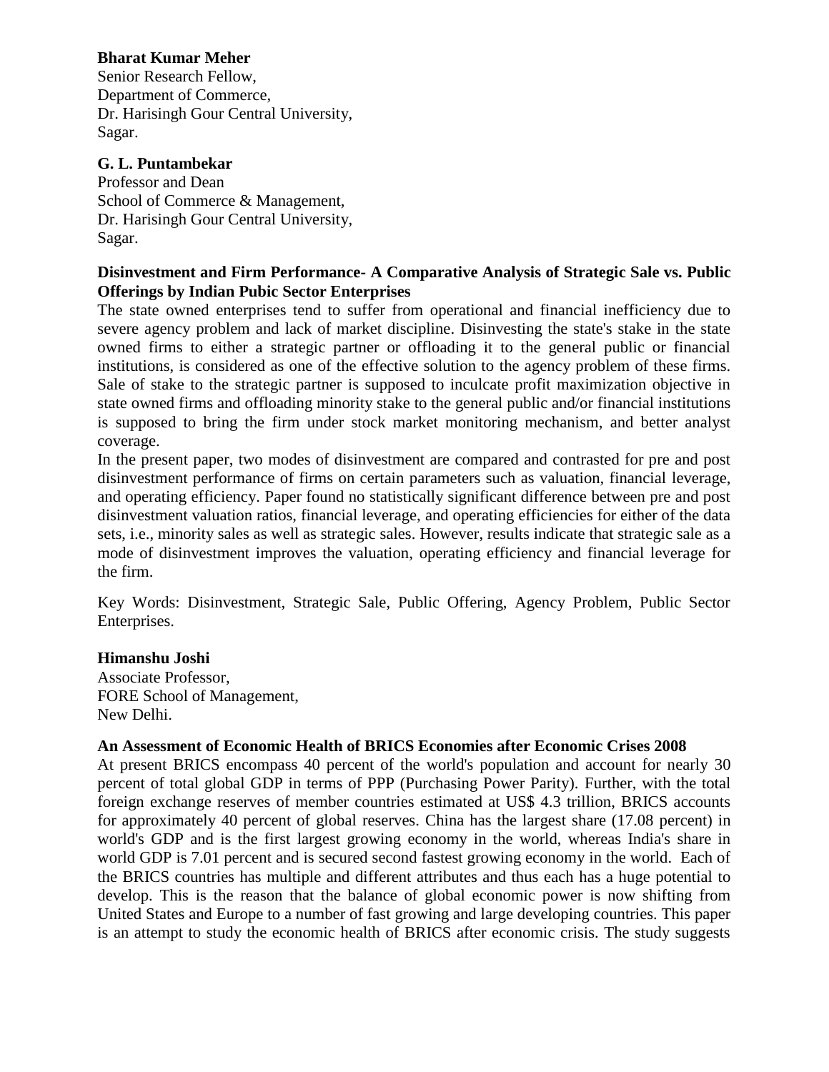**Bharat Kumar Meher**
Senior Research Fellow,
Department of Commerce,
Dr. Harisingh Gour Central University,
Sagar.

**G. L. Puntambekar**
Professor and Dean
School of Commerce & Management,
Dr. Harisingh Gour Central University,
Sagar.

**Disinvestment and Firm Performance- A Comparative Analysis of Strategic Sale vs. Public Offerings by Indian Pubic Sector Enterprises**

The state owned enterprises tend to suffer from operational and financial inefficiency due to severe agency problem and lack of market discipline. Disinvesting the state's stake in the state owned firms to either a strategic partner or offloading it to the general public or financial institutions, is considered as one of the effective solution to the agency problem of these firms. Sale of stake to the strategic partner is supposed to inculcate profit maximization objective in state owned firms and offloading minority stake to the general public and/or financial institutions is supposed to bring the firm under stock market monitoring mechanism, and better analyst coverage.

In the present paper, two modes of disinvestment are compared and contrasted for pre and post disinvestment performance of firms on certain parameters such as valuation, financial leverage, and operating efficiency. Paper found no statistically significant difference between pre and post disinvestment valuation ratios, financial leverage, and operating efficiencies for either of the data sets, i.e., minority sales as well as strategic sales. However, results indicate that strategic sale as a mode of disinvestment improves the valuation, operating efficiency and financial leverage for the firm.

Key Words: Disinvestment, Strategic Sale, Public Offering, Agency Problem, Public Sector Enterprises.

**Himanshu Joshi**
Associate Professor,
FORE School of Management,
New Delhi.

**An Assessment of Economic Health of BRICS Economies after Economic Crises 2008**

At present BRICS encompass 40 percent of the world's population and account for nearly 30 percent of total global GDP in terms of PPP (Purchasing Power Parity). Further, with the total foreign exchange reserves of member countries estimated at US$ 4.3 trillion, BRICS accounts for approximately 40 percent of global reserves. China has the largest share (17.08 percent) in world's GDP and is the first largest growing economy in the world, whereas India's share in world GDP is 7.01 percent and is secured second fastest growing economy in the world. Each of the BRICS countries has multiple and different attributes and thus each has a huge potential to develop. This is the reason that the balance of global economic power is now shifting from United States and Europe to a number of fast growing and large developing countries. This paper is an attempt to study the economic health of BRICS after economic crisis. The study suggests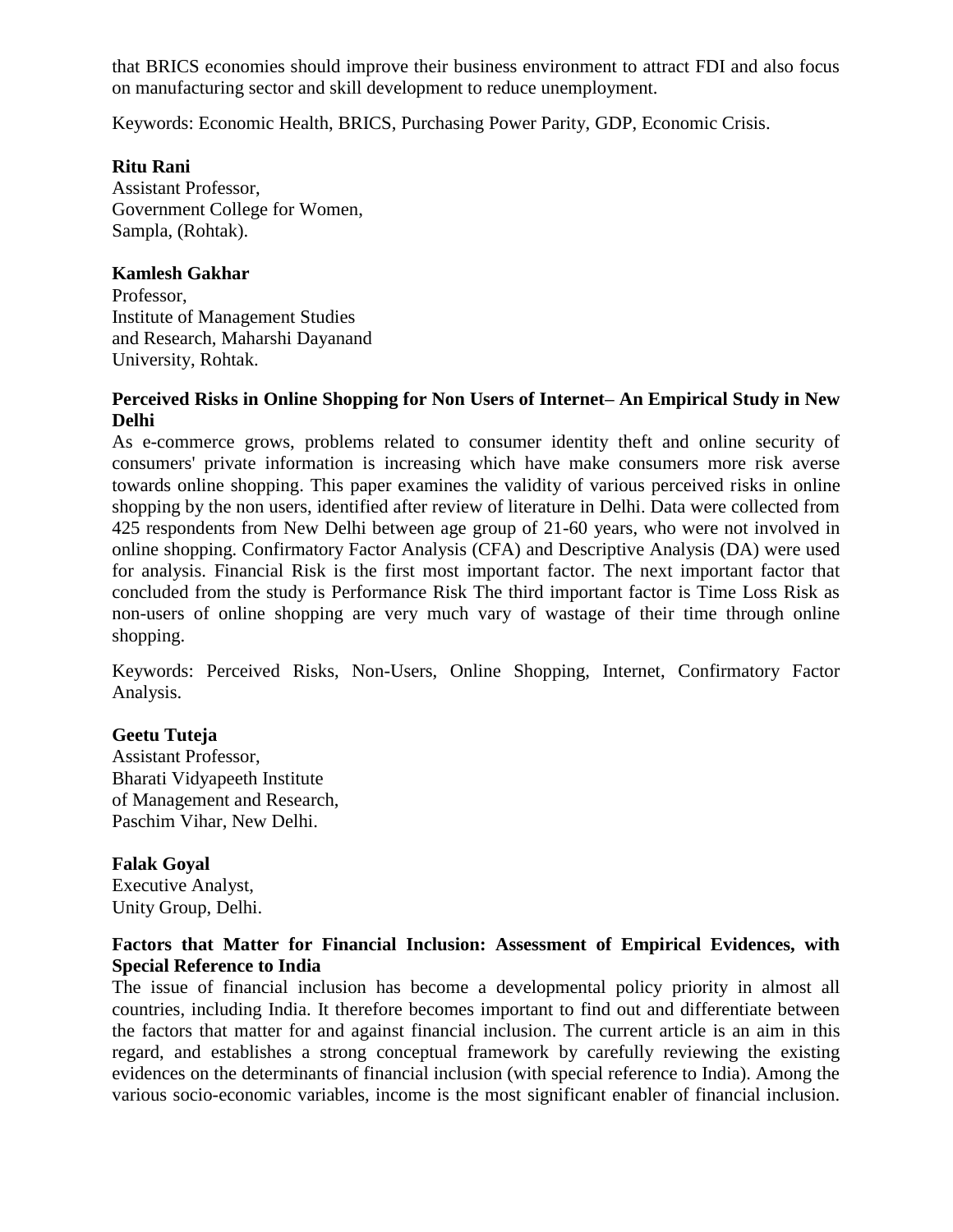that BRICS economies should improve their business environment to attract FDI and also focus on manufacturing sector and skill development to reduce unemployment.

Keywords: Economic Health, BRICS, Purchasing Power Parity, GDP, Economic Crisis.

**Ritu Rani**
Assistant Professor,
Government College for Women,
Sampla, (Rohtak).

**Kamlesh Gakhar**
Professor,
Institute of Management Studies
and Research, Maharshi Dayanand
University, Rohtak.

**Perceived Risks in Online Shopping for Non Users of Internet– An Empirical Study in New Delhi**

As e-commerce grows, problems related to consumer identity theft and online security of consumers' private information is increasing which have make consumers more risk averse towards online shopping. This paper examines the validity of various perceived risks in online shopping by the non users, identified after review of literature in Delhi. Data were collected from 425 respondents from New Delhi between age group of 21-60 years, who were not involved in online shopping. Confirmatory Factor Analysis (CFA) and Descriptive Analysis (DA) were used for analysis. Financial Risk is the first most important factor. The next important factor that concluded from the study is Performance Risk The third important factor is Time Loss Risk as non-users of online shopping are very much vary of wastage of their time through online shopping.

Keywords: Perceived Risks, Non-Users, Online Shopping, Internet, Confirmatory Factor Analysis.

**Geetu Tuteja**
Assistant Professor,
Bharati Vidyapeeth Institute
of Management and Research,
Paschim Vihar, New Delhi.

**Falak Goyal**
Executive Analyst,
Unity Group, Delhi.

**Factors that Matter for Financial Inclusion: Assessment of Empirical Evidences, with Special Reference to India**

The issue of financial inclusion has become a developmental policy priority in almost all countries, including India. It therefore becomes important to find out and differentiate between the factors that matter for and against financial inclusion. The current article is an aim in this regard, and establishes a strong conceptual framework by carefully reviewing the existing evidences on the determinants of financial inclusion (with special reference to India). Among the various socio-economic variables, income is the most significant enabler of financial inclusion.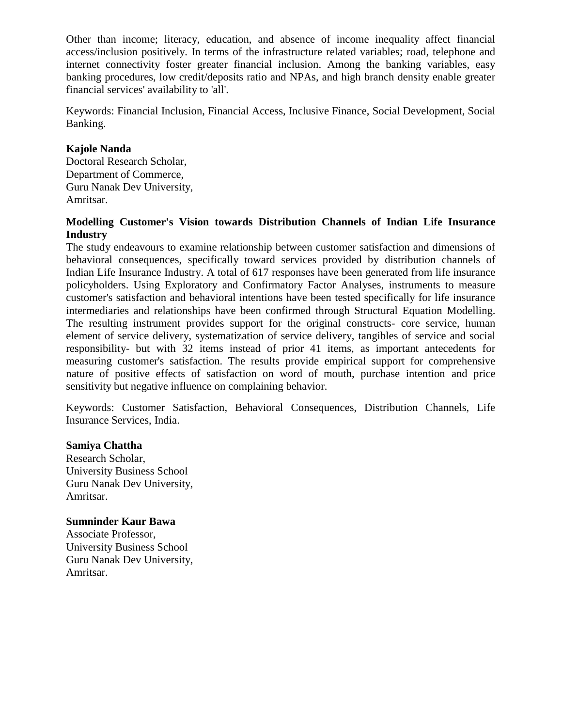Other than income; literacy, education, and absence of income inequality affect financial access/inclusion positively. In terms of the infrastructure related variables; road, telephone and internet connectivity foster greater financial inclusion. Among the banking variables, easy banking procedures, low credit/deposits ratio and NPAs, and high branch density enable greater financial services' availability to 'all'.

Keywords: Financial Inclusion, Financial Access, Inclusive Finance, Social Development, Social Banking.

**Kajole Nanda**
Doctoral Research Scholar,
Department of Commerce,
Guru Nanak Dev University,
Amritsar.

**Modelling Customer's Vision towards Distribution Channels of Indian Life Insurance Industry**

The study endeavours to examine relationship between customer satisfaction and dimensions of behavioral consequences, specifically toward services provided by distribution channels of Indian Life Insurance Industry. A total of 617 responses have been generated from life insurance policyholders. Using Exploratory and Confirmatory Factor Analyses, instruments to measure customer's satisfaction and behavioral intentions have been tested specifically for life insurance intermediaries and relationships have been confirmed through Structural Equation Modelling. The resulting instrument provides support for the original constructs- core service, human element of service delivery, systematization of service delivery, tangibles of service and social responsibility- but with 32 items instead of prior 41 items, as important antecedents for measuring customer's satisfaction. The results provide empirical support for comprehensive nature of positive effects of satisfaction on word of mouth, purchase intention and price sensitivity but negative influence on complaining behavior.

Keywords: Customer Satisfaction, Behavioral Consequences, Distribution Channels, Life Insurance Services, India.

**Samiya Chattha**
Research Scholar,
University Business School
Guru Nanak Dev University,
Amritsar.

**Sumninder Kaur Bawa**
Associate Professor,
University Business School
Guru Nanak Dev University,
Amritsar.